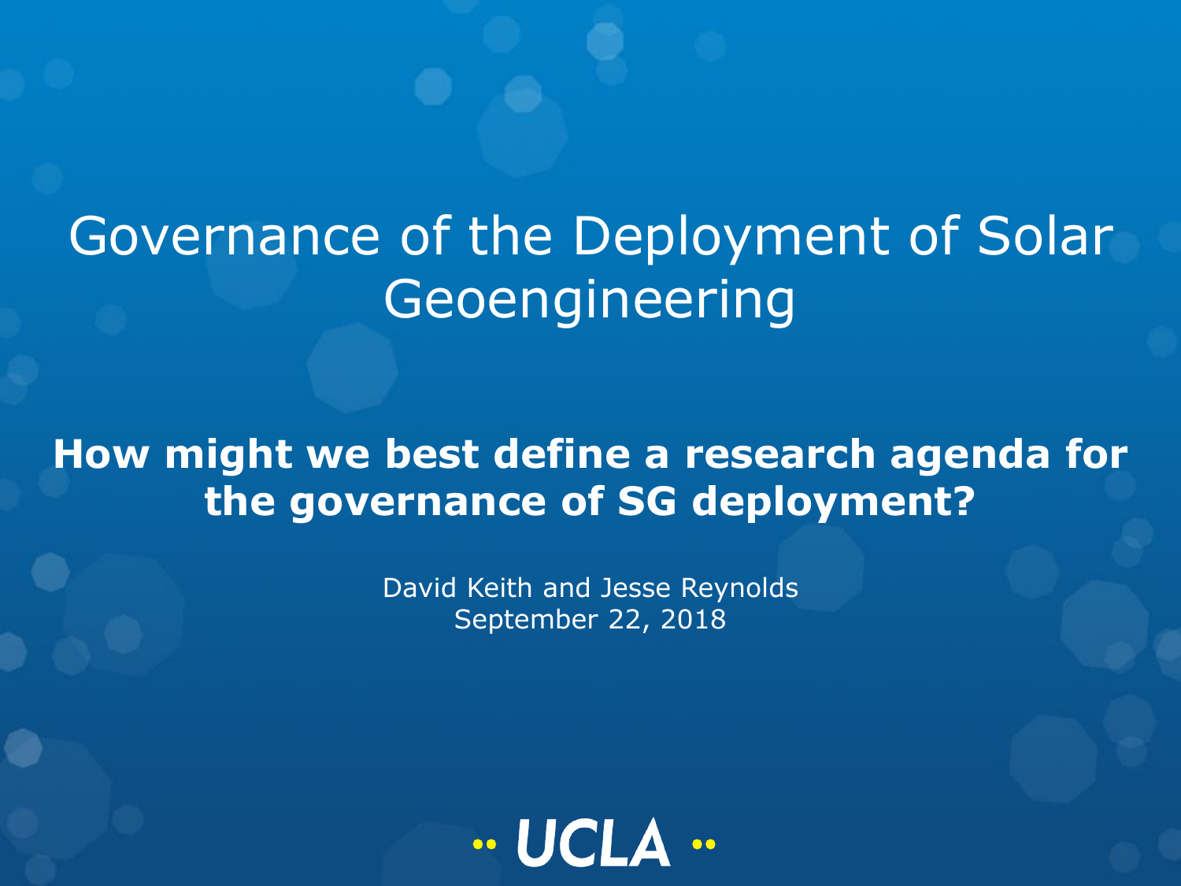# Governance of the Deployment of Solar Geoengineering

**How might we best define a research agenda for the governance of SG deployment?**

David Keith and Jesse Reynolds
September 22, 2018

UCLA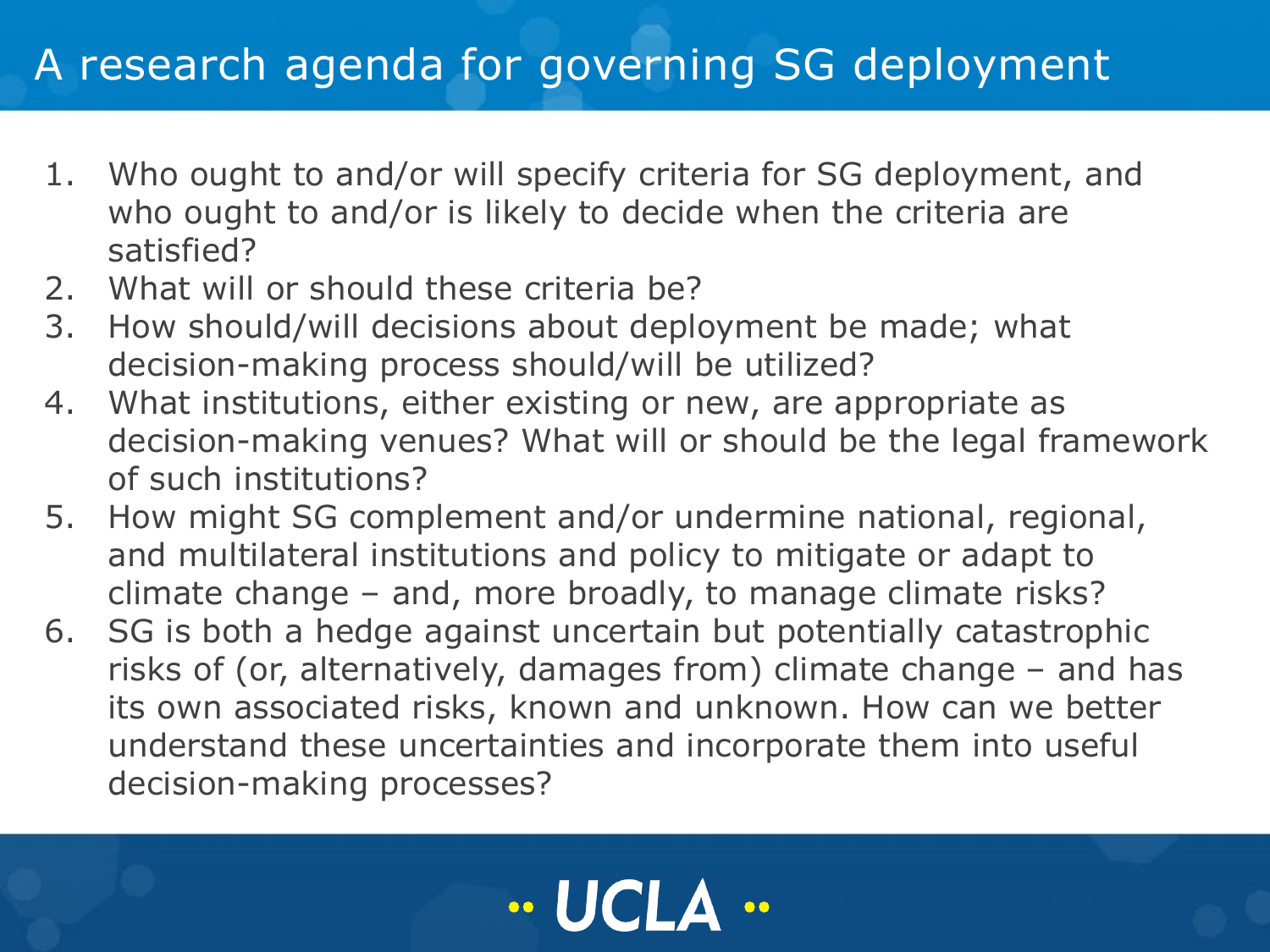# A research agenda for governing SG deployment

1. Who ought to and/or will specify criteria for SG deployment, and who ought to and/or is likely to decide when the criteria are satisfied?
2. What will or should these criteria be?
3. How should/will decisions about deployment be made; what decision-making process should/will be utilized?
4. What institutions, either existing or new, are appropriate as decision-making venues? What will or should be the legal framework of such institutions?
5. How might SG complement and/or undermine national, regional, and multilateral institutions and policy to mitigate or adapt to climate change – and, more broadly, to manage climate risks?
6. SG is both a hedge against uncertain but potentially catastrophic risks of (or, alternatively, damages from) climate change – and has its own associated risks, known and unknown. How can we better understand these uncertainties and incorporate them into useful decision-making processes?

UCLA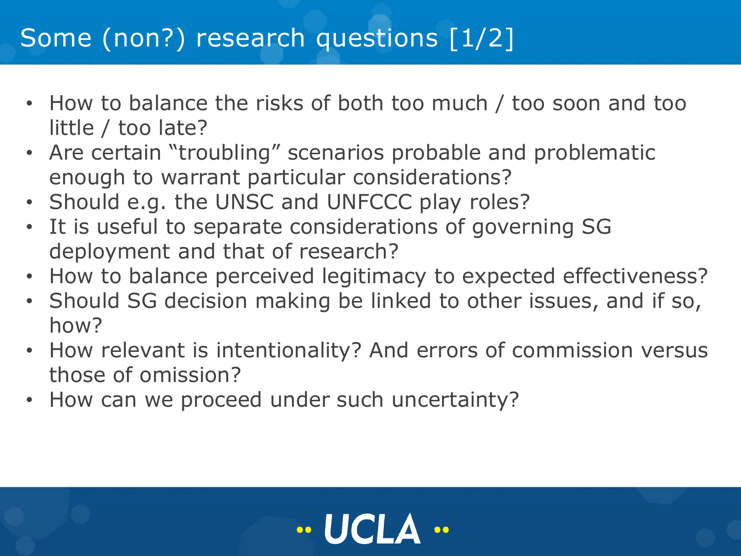# Some (non?) research questions [1/2]

- How to balance the risks of both too much / too soon and too little / too late?
- Are certain "troubling" scenarios probable and problematic enough to warrant particular considerations?
- Should e.g. the UNSC and UNFCCC play roles?
- It is useful to separate considerations of governing SG deployment and that of research?
- How to balance perceived legitimacy to expected effectiveness?
- Should SG decision making be linked to other issues, and if so, how?
- How relevant is intentionality? And errors of commission versus those of omission?
- How can we proceed under such uncertainty?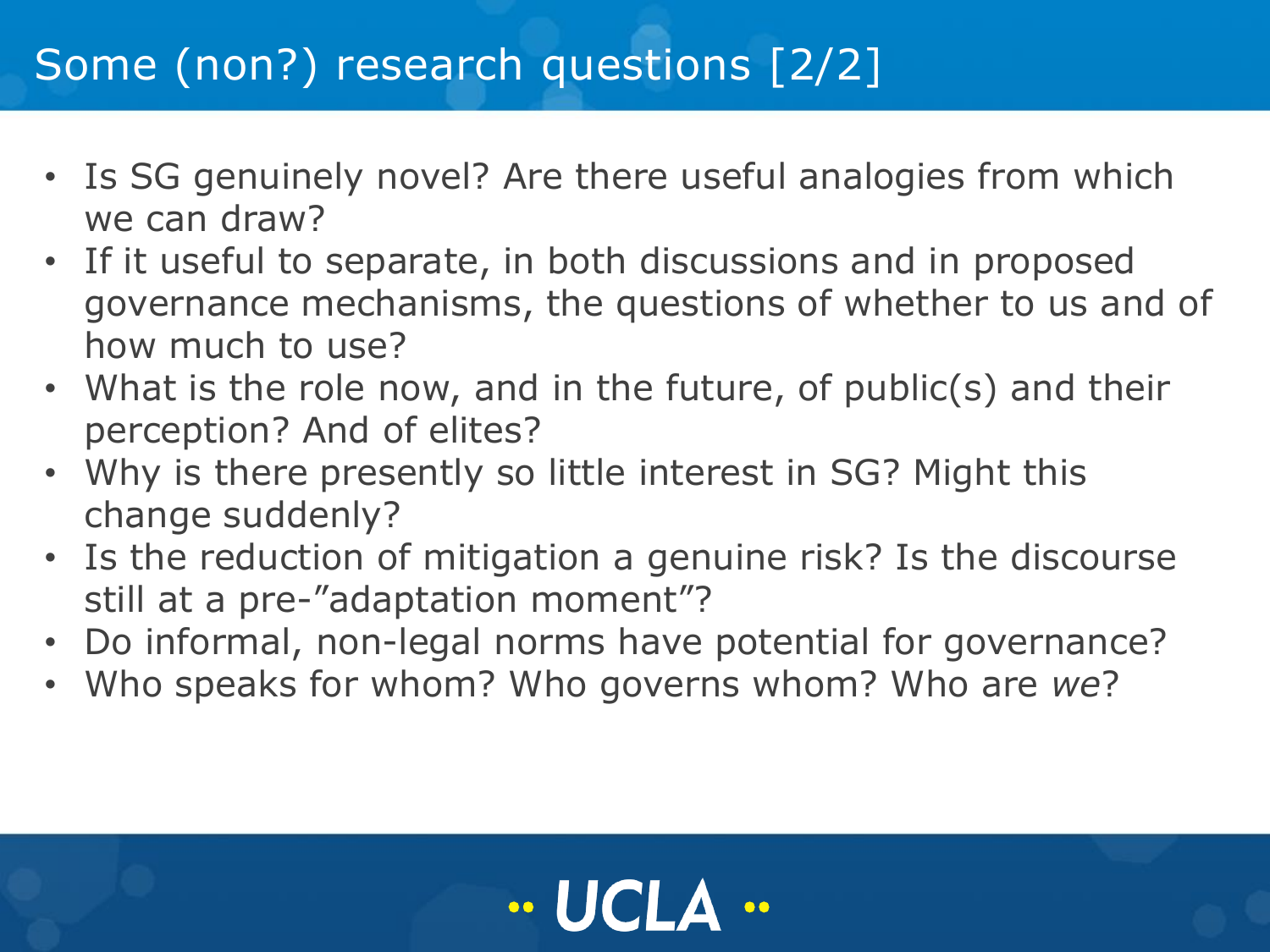# Some (non?) research questions [2/2]

- Is SG genuinely novel? Are there useful analogies from which we can draw?
- If it useful to separate, in both discussions and in proposed governance mechanisms, the questions of whether to us and of how much to use?
- What is the role now, and in the future, of public(s) and their perception? And of elites?
- Why is there presently so little interest in SG? Might this change suddenly?
- Is the reduction of mitigation a genuine risk? Is the discourse still at a pre-"adaptation moment"?
- Do informal, non-legal norms have potential for governance?
- Who speaks for whom? Who governs whom? Who are *we*?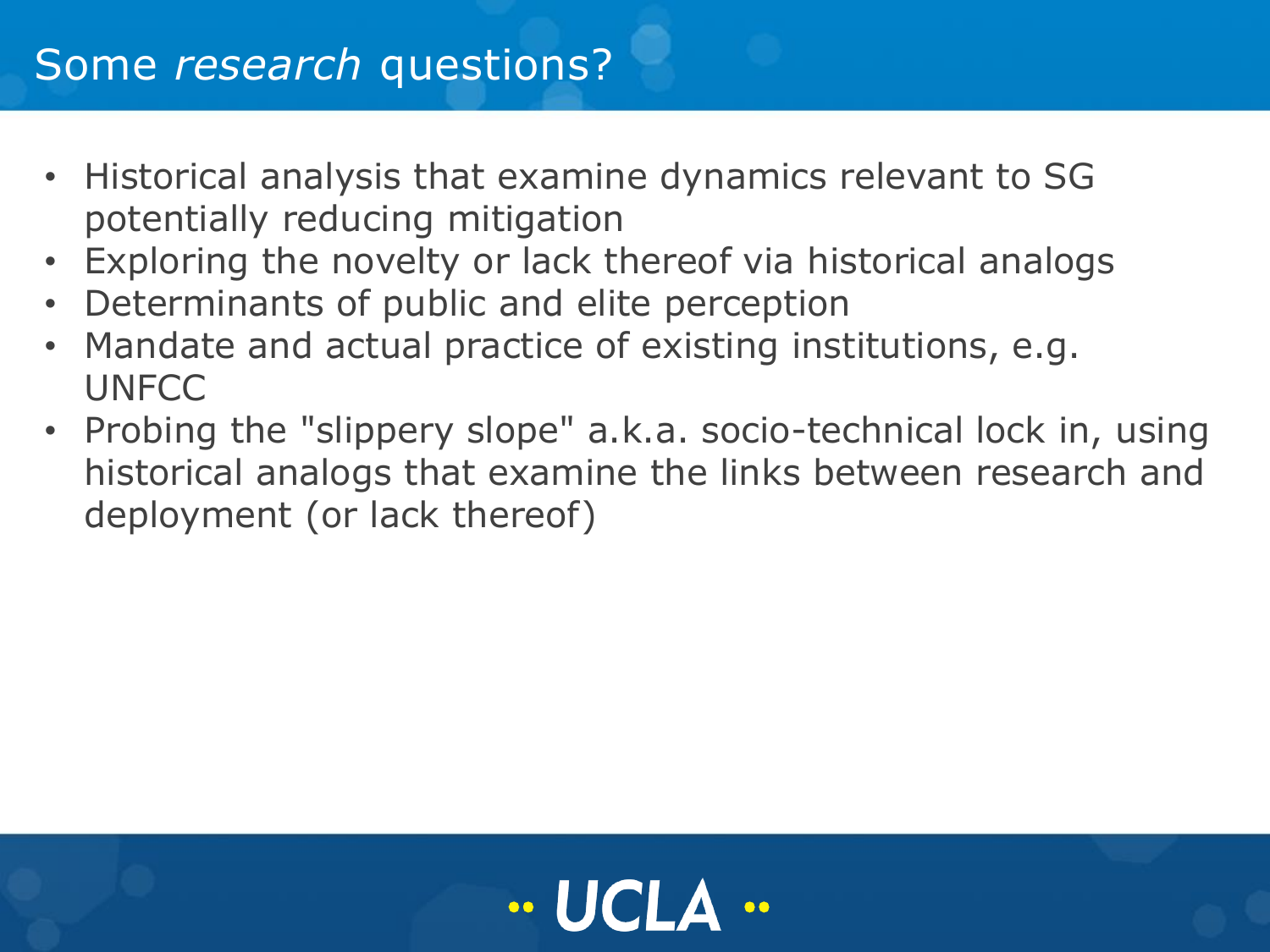# Some *research* questions?

- Historical analysis that examine dynamics relevant to SG potentially reducing mitigation
- Exploring the novelty or lack thereof via historical analogs
- Determinants of public and elite perception
- Mandate and actual practice of existing institutions, e.g. UNFCC
- Probing the "slippery slope" a.k.a. socio-technical lock in, using historical analogs that examine the links between research and deployment (or lack thereof)